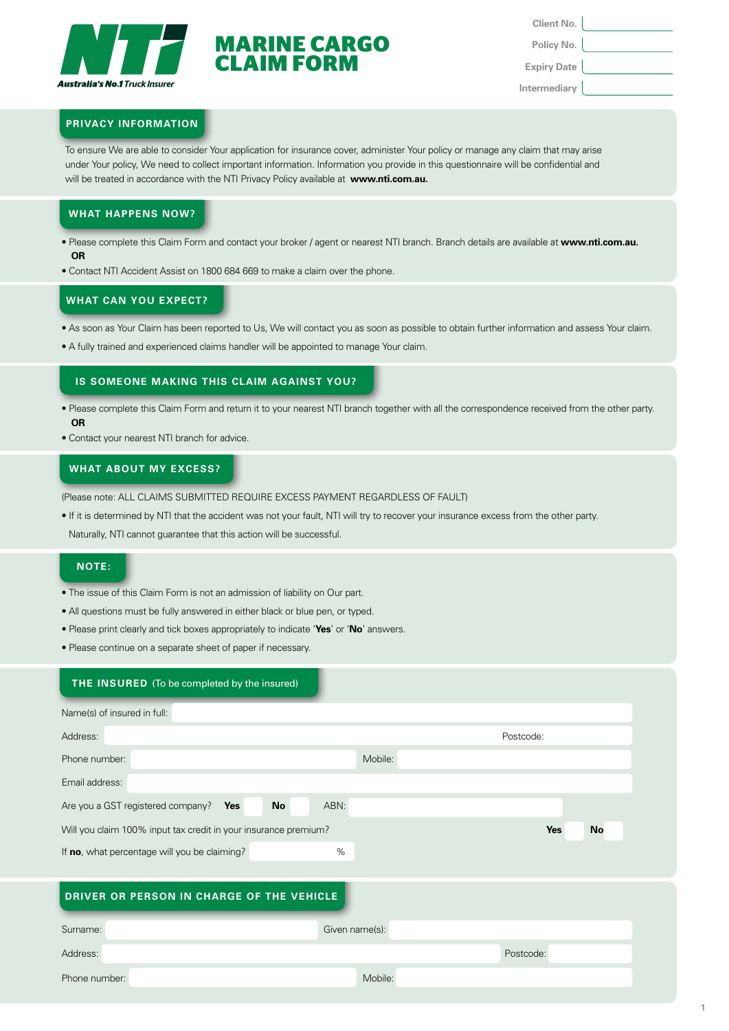NTI

Australia's No.1 Truck Insurer

# MARINE CARGO CLAIM FORM

Client No.

Policy No.

Expiry Date

Intermediary

## PRIVACY INFORMATION

To ensure We are able to consider Your application for insurance cover, administer Your policy or manage any claim that may arise under Your policy, We need to collect important information. Information you provide in this questionnaire will be confidential and will be treated in accordance with the NTI Privacy Policy available at **www.nti.com.au.**

## WHAT HAPPENS NOW?

- Please complete this Claim Form and contact your broker / agent or nearest NTI branch. Branch details are available at **www.nti.com.au.**
  **OR**
- Contact NTI Accident Assist on 1800 684 669 to make a claim over the phone.

## WHAT CAN YOU EXPECT?

- As soon as Your Claim has been reported to Us, We will contact you as soon as possible to obtain further information and assess Your claim.
- A fully trained and experienced claims handler will be appointed to manage Your claim.

## IS SOMEONE MAKING THIS CLAIM AGAINST YOU?

- Please complete this Claim Form and return it to your nearest NTI branch together with all the correspondence received from the other party.
  **OR**
- Contact your nearest NTI branch for advice.

## WHAT ABOUT MY EXCESS?

(Please note: ALL CLAIMS SUBMITTED REQUIRE EXCESS PAYMENT REGARDLESS OF FAULT)

- If it is determined by NTI that the accident was not your fault, NTI will try to recover your insurance excess from the other party. Naturally, NTI cannot guarantee that this action will be successful.

## NOTE:

- The issue of this Claim Form is not an admission of liability on Our part.
- All questions must be fully answered in either black or blue pen, or typed.
- Please print clearly and tick boxes appropriately to indicate '**Yes**' or '**No**' answers.
- Please continue on a separate sheet of paper if necessary.

## THE INSURED (To be completed by the insured)

Name(s) of insured in full:

Address: Postcode:

Phone number: Mobile:

Email address:

Are you a GST registered company? **Yes** ☐ **No** ☐ ABN:

Will you claim 100% input tax credit in your insurance premium? **Yes** ☐ **No** ☐

If **no**, what percentage will you be claiming? %

## DRIVER OR PERSON IN CHARGE OF THE VEHICLE

Surname: Given name(s):

Address: Postcode:

Phone number: Mobile: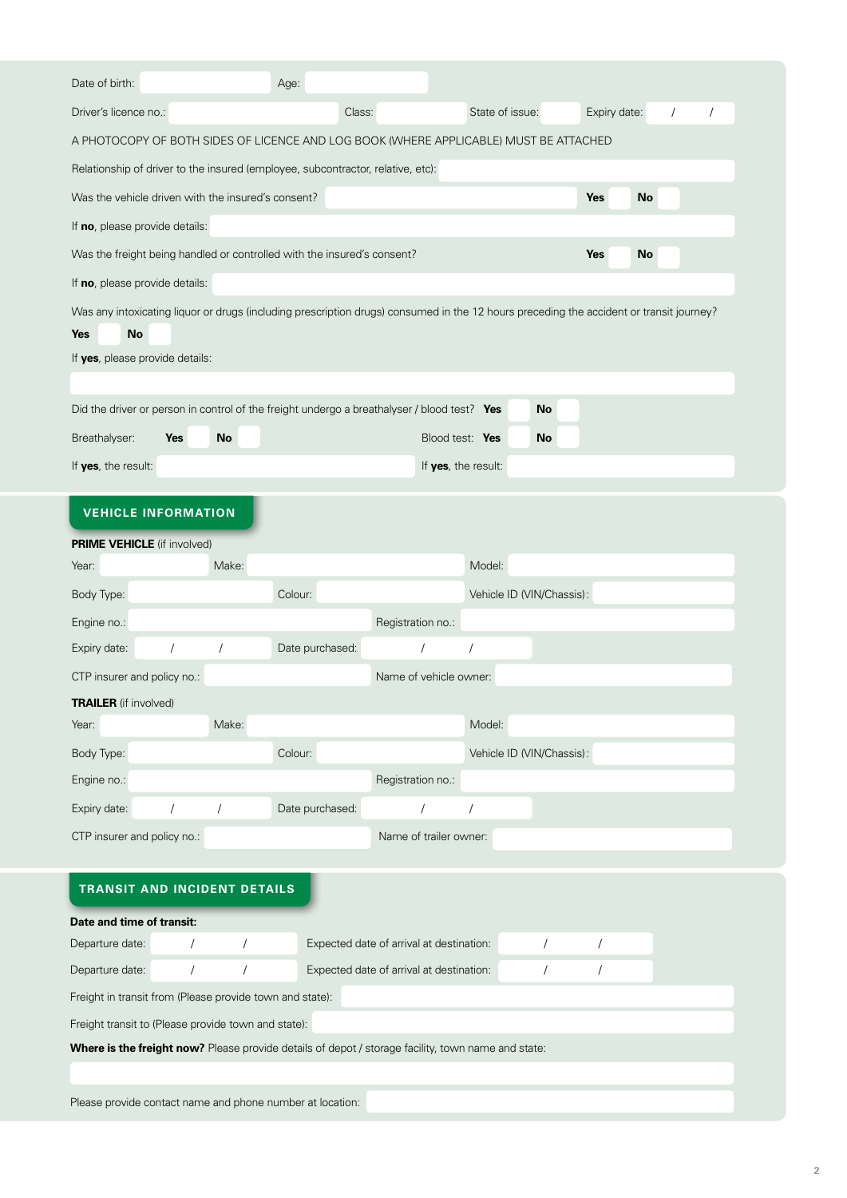Date of birth: Age:

Driver's licence no.: Class: State of issue: Expiry date: / /

A PHOTOCOPY OF BOTH SIDES OF LICENCE AND LOG BOOK (WHERE APPLICABLE) MUST BE ATTACHED

Relationship of driver to the insured (employee, subcontractor, relative, etc):

Was the vehicle driven with the insured's consent? **Yes** **No**

If **no**, please provide details:

Was the freight being handled or controlled with the insured's consent? **Yes** **No**

If **no**, please provide details:

Was any intoxicating liquor or drugs (including prescription drugs) consumed in the 12 hours preceding the accident or transit journey?

**Yes** **No**

If **yes**, please provide details:

Did the driver or person in control of the freight undergo a breathalyser / blood test? **Yes** **No**

Breathalyser: **Yes** **No** Blood test: **Yes** **No**

If **yes**, the result: If **yes**, the result:

## VEHICLE INFORMATION

**PRIME VEHICLE** (if involved)

Year: Make: Model:

Body Type: Colour: Vehicle ID (VIN/Chassis):

Engine no.: Registration no.:

Expiry date: / / Date purchased: / /

CTP insurer and policy no.: Name of vehicle owner:

**TRAILER** (if involved)

Year: Make: Model:

Body Type: Colour: Vehicle ID (VIN/Chassis):

Engine no.: Registration no.:

Expiry date: / / Date purchased: / /

CTP insurer and policy no.: Name of trailer owner:

## TRANSIT AND INCIDENT DETAILS

**Date and time of transit:**

Departure date: / / Expected date of arrival at destination: / /

Departure date: / / Expected date of arrival at destination: / /

Freight in transit from (Please provide town and state):

Freight transit to (Please provide town and state):

**Where is the freight now?** Please provide details of depot / storage facility, town name and state:

Please provide contact name and phone number at location: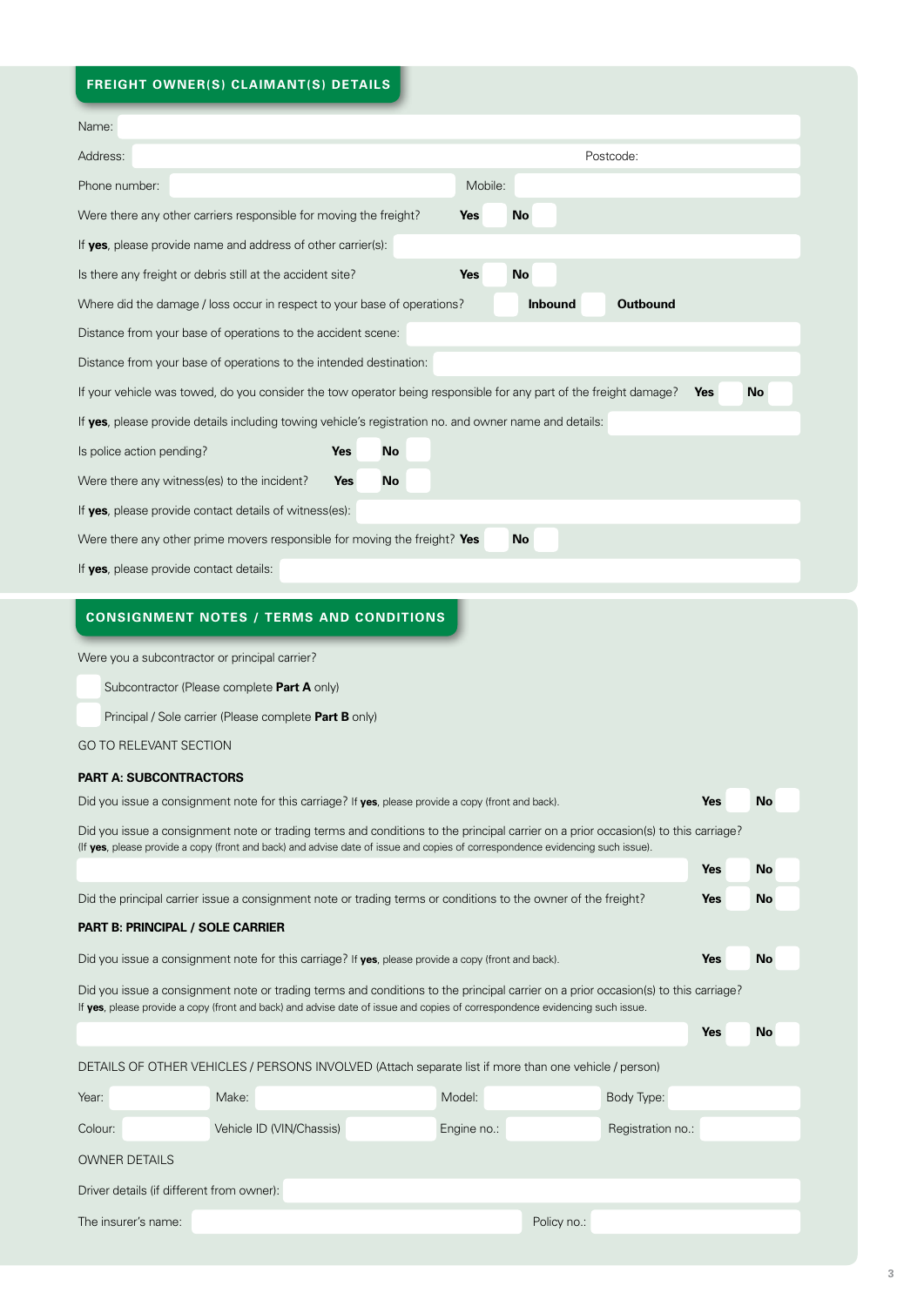## FREIGHT OWNER(S) CLAIMANT(S) DETAILS

Name:

Address: Postcode:

Phone number: Mobile:

Were there any other carriers responsible for moving the freight? **Yes** **No**

If **yes**, please provide name and address of other carrier(s):

Is there any freight or debris still at the accident site? **Yes** **No**

Where did the damage / loss occur in respect to your base of operations? **Inbound** **Outbound**

Distance from your base of operations to the accident scene:

Distance from your base of operations to the intended destination:

If your vehicle was towed, do you consider the tow operator being responsible for any part of the freight damage? **Yes** **No**

If **yes**, please provide details including towing vehicle's registration no. and owner name and details:

Is police action pending? **Yes** **No**

Were there any witness(es) to the incident? **Yes** **No**

If **yes**, please provide contact details of witness(es):

Were there any other prime movers responsible for moving the freight? **Yes** **No**

If **yes**, please provide contact details:

## CONSIGNMENT NOTES / TERMS AND CONDITIONS

Were you a subcontractor or principal carrier?

- Subcontractor (Please complete **Part A** only)
- Principal / Sole carrier (Please complete **Part B** only)

GO TO RELEVANT SECTION

**PART A: SUBCONTRACTORS**

Did you issue a consignment note for this carriage? If **yes**, please provide a copy (front and back). **Yes** **No**

Did you issue a consignment note or trading terms and conditions to the principal carrier on a prior occasion(s) to this carriage?
(If **yes**, please provide a copy (front and back) and advise date of issue and copies of correspondence evidencing such issue).

**Yes** **No**

Did the principal carrier issue a consignment note or trading terms or conditions to the owner of the freight? **Yes** **No**

**PART B: PRINCIPAL / SOLE CARRIER**

Did you issue a consignment note for this carriage? If **yes**, please provide a copy (front and back). **Yes** **No**

Did you issue a consignment note or trading terms and conditions to the principal carrier on a prior occasion(s) to this carriage?
If **yes**, please provide a copy (front and back) and advise date of issue and copies of correspondence evidencing such issue.

**Yes** **No**

DETAILS OF OTHER VEHICLES / PERSONS INVOLVED (Attach separate list if more than one vehicle / person)

Year: Make: Model: Body Type:

Colour: Vehicle ID (VIN/Chassis) Engine no.: Registration no.:

OWNER DETAILS

Driver details (if different from owner):

The insurer's name: Policy no.: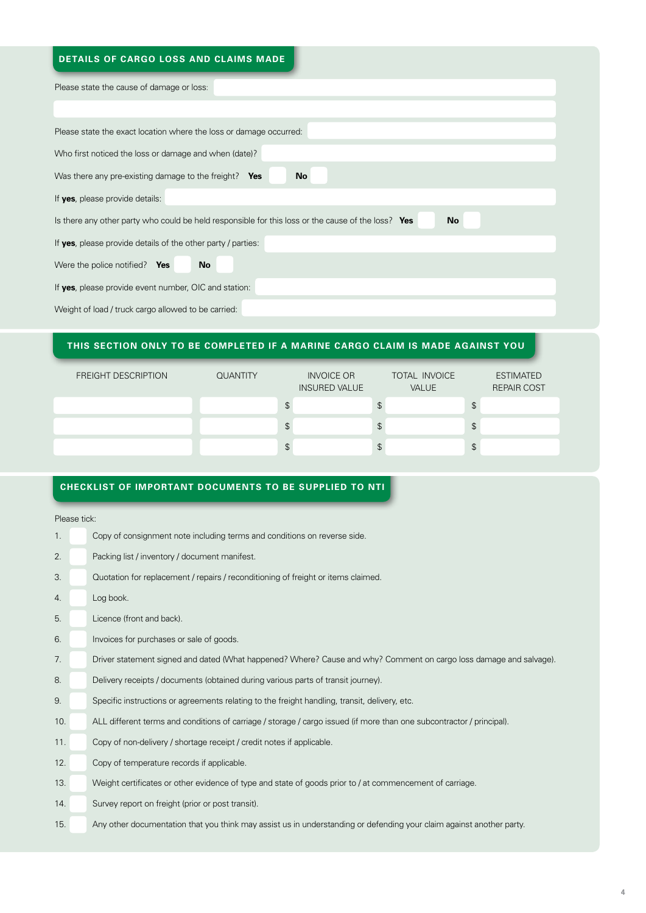## DETAILS OF CARGO LOSS AND CLAIMS MADE

Please state the cause of damage or loss:

Please state the exact location where the loss or damage occurred:

Who first noticed the loss or damage and when (date)?

Was there any pre-existing damage to the freight? **Yes** **No**

If **yes**, please provide details:

Is there any other party who could be held responsible for this loss or the cause of the loss? **Yes** **No**

If **yes**, please provide details of the other party / parties:

Were the police notified? **Yes** **No**

If **yes**, please provide event number, OIC and station:

Weight of load / truck cargo allowed to be carried:

## THIS SECTION ONLY TO BE COMPLETED IF A MARINE CARGO CLAIM IS MADE AGAINST YOU

| FREIGHT DESCRIPTION | QUANTITY | INVOICE OR INSURED VALUE | TOTAL INVOICE VALUE | ESTIMATED REPAIR COST |
|---|---|---|---|---|
| | | $ | $ | $ |
| | | $ | $ | $ |
| | | $ | $ | $ |

## CHECKLIST OF IMPORTANT DOCUMENTS TO BE SUPPLIED TO NTI

Please tick:

1. Copy of consignment note including terms and conditions on reverse side.
2. Packing list / inventory / document manifest.
3. Quotation for replacement / repairs / reconditioning of freight or items claimed.
4. Log book.
5. Licence (front and back).
6. Invoices for purchases or sale of goods.
7. Driver statement signed and dated (What happened? Where? Cause and why? Comment on cargo loss damage and salvage).
8. Delivery receipts / documents (obtained during various parts of transit journey).
9. Specific instructions or agreements relating to the freight handling, transit, delivery, etc.
10. ALL different terms and conditions of carriage / storage / cargo issued (if more than one subcontractor / principal).
11. Copy of non-delivery / shortage receipt / credit notes if applicable.
12. Copy of temperature records if applicable.
13. Weight certificates or other evidence of type and state of goods prior to / at commencement of carriage.
14. Survey report on freight (prior or post transit).
15. Any other documentation that you think may assist us in understanding or defending your claim against another party.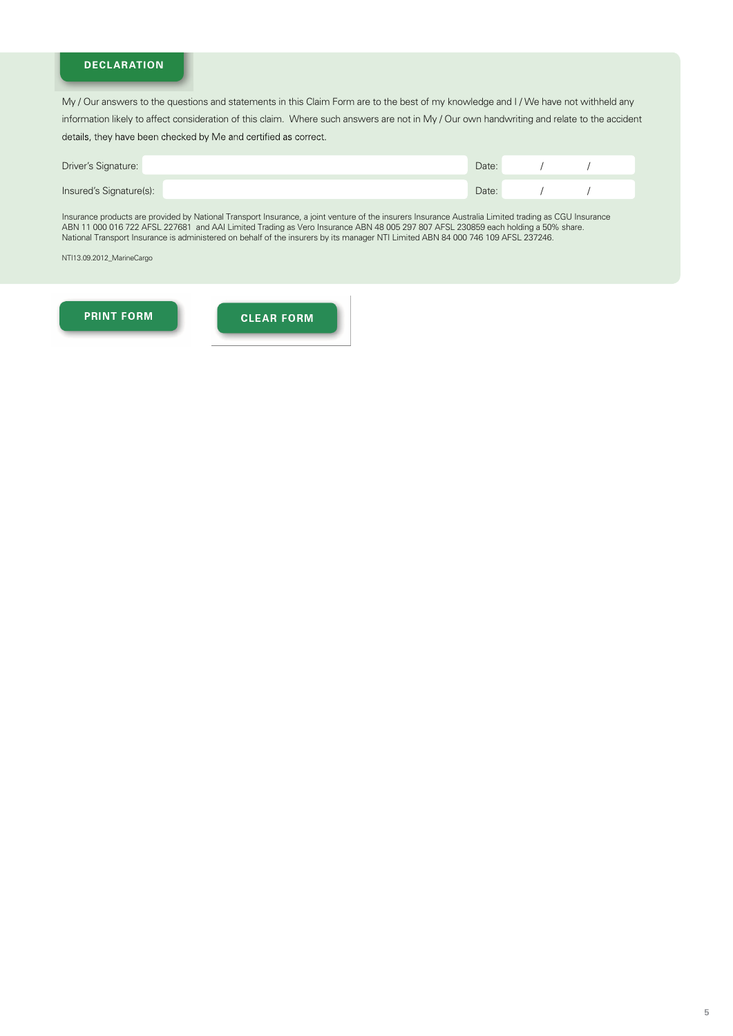## DECLARATION

My / Our answers to the questions and statements in this Claim Form are to the best of my knowledge and I / We have not withheld any information likely to affect consideration of this claim. Where such answers are not in My / Our own handwriting and relate to the accident details, they have been checked by Me and certified as correct.

| | | | |
|---|---|---|---|
| Driver's Signature: | | Date: | / / |
| Insured's Signature(s): | | Date: | / / |

Insurance products are provided by National Transport Insurance, a joint venture of the insurers Insurance Australia Limited trading as CGU Insurance ABN 11 000 016 722 AFSL 227681 and AAI Limited Trading as Vero Insurance ABN 48 005 297 807 AFSL 230859 each holding a 50% share. National Transport Insurance is administered on behalf of the insurers by its manager NTI Limited ABN 84 000 746 109 AFSL 237246.

NTI13.09.2012_MarineCargo

PRINT FORM

CLEAR FORM